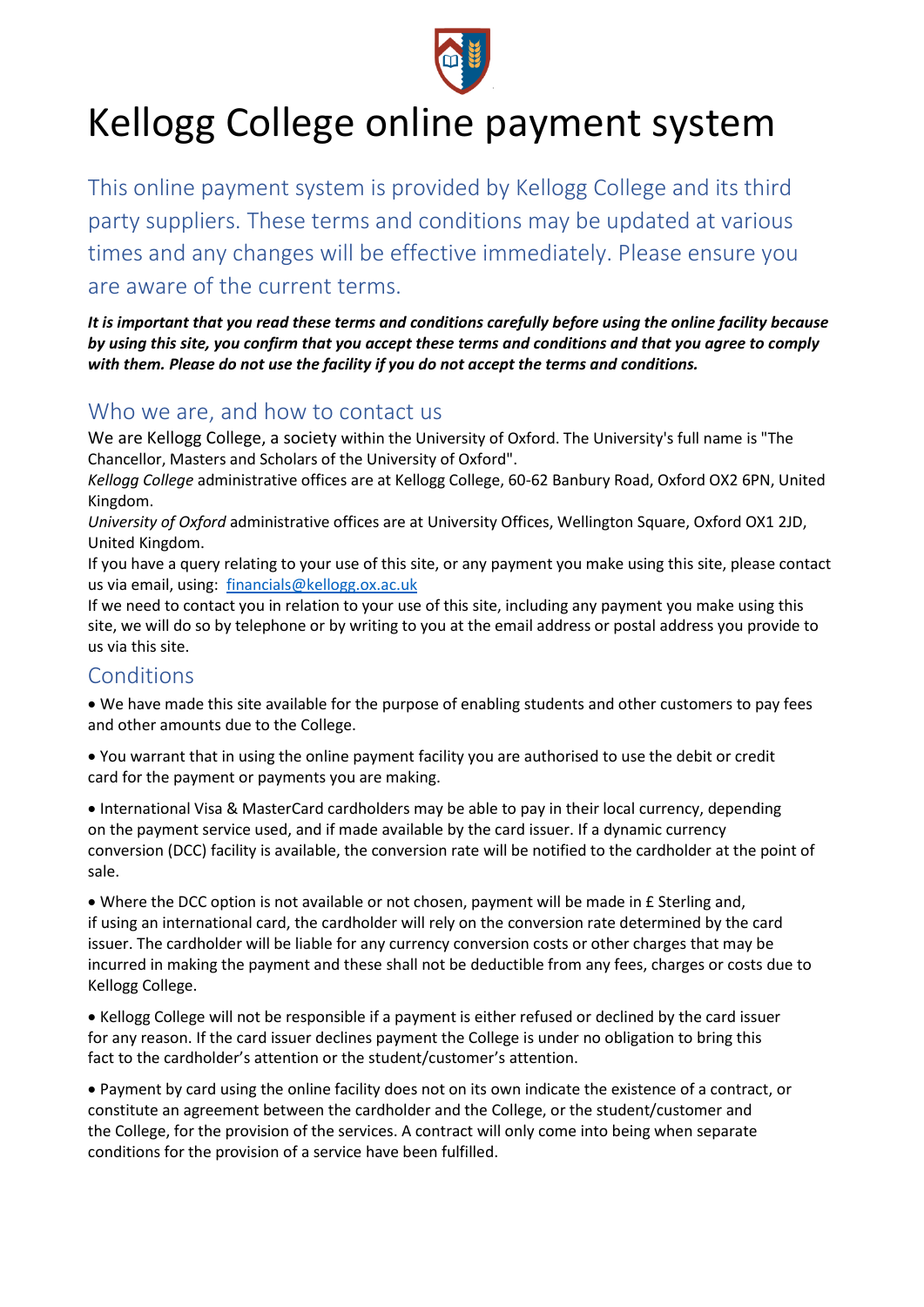# Kellogg College online payment system

This online payment system is provided by Kellogg College and its third party suppliers. These terms and conditions may be updated at various times and any changes will be effective immediately. Please ensure you are aware of the current terms.

***It is important that you read these terms and conditions carefully before using the online facility because by using this site, you confirm that you accept these terms and conditions and that you agree to comply with them. Please do not use the facility if you do not accept the terms and conditions.***

## Who we are, and how to contact us

We are Kellogg College, a society within the University of Oxford. The University's full name is "The Chancellor, Masters and Scholars of the University of Oxford".

*Kellogg College* administrative offices are at Kellogg College, 60-62 Banbury Road, Oxford OX2 6PN, United Kingdom.

*University of Oxford* administrative offices are at University Offices, Wellington Square, Oxford OX1 2JD, United Kingdom.

If you have a query relating to your use of this site, or any payment you make using this site, please contact us via email, using: financials@kellogg.ox.ac.uk

If we need to contact you in relation to your use of this site, including any payment you make using this site, we will do so by telephone or by writing to you at the email address or postal address you provide to us via this site.

## Conditions

- We have made this site available for the purpose of enabling students and other customers to pay fees and other amounts due to the College.

- You warrant that in using the online payment facility you are authorised to use the debit or credit card for the payment or payments you are making.

- International Visa & MasterCard cardholders may be able to pay in their local currency, depending on the payment service used, and if made available by the card issuer. If a dynamic currency conversion (DCC) facility is available, the conversion rate will be notified to the cardholder at the point of sale.

- Where the DCC option is not available or not chosen, payment will be made in £ Sterling and, if using an international card, the cardholder will rely on the conversion rate determined by the card issuer. The cardholder will be liable for any currency conversion costs or other charges that may be incurred in making the payment and these shall not be deductible from any fees, charges or costs due to Kellogg College.

- Kellogg College will not be responsible if a payment is either refused or declined by the card issuer for any reason. If the card issuer declines payment the College is under no obligation to bring this fact to the cardholder's attention or the student/customer's attention.

- Payment by card using the online facility does not on its own indicate the existence of a contract, or constitute an agreement between the cardholder and the College, or the student/customer and the College, for the provision of the services. A contract will only come into being when separate conditions for the provision of a service have been fulfilled.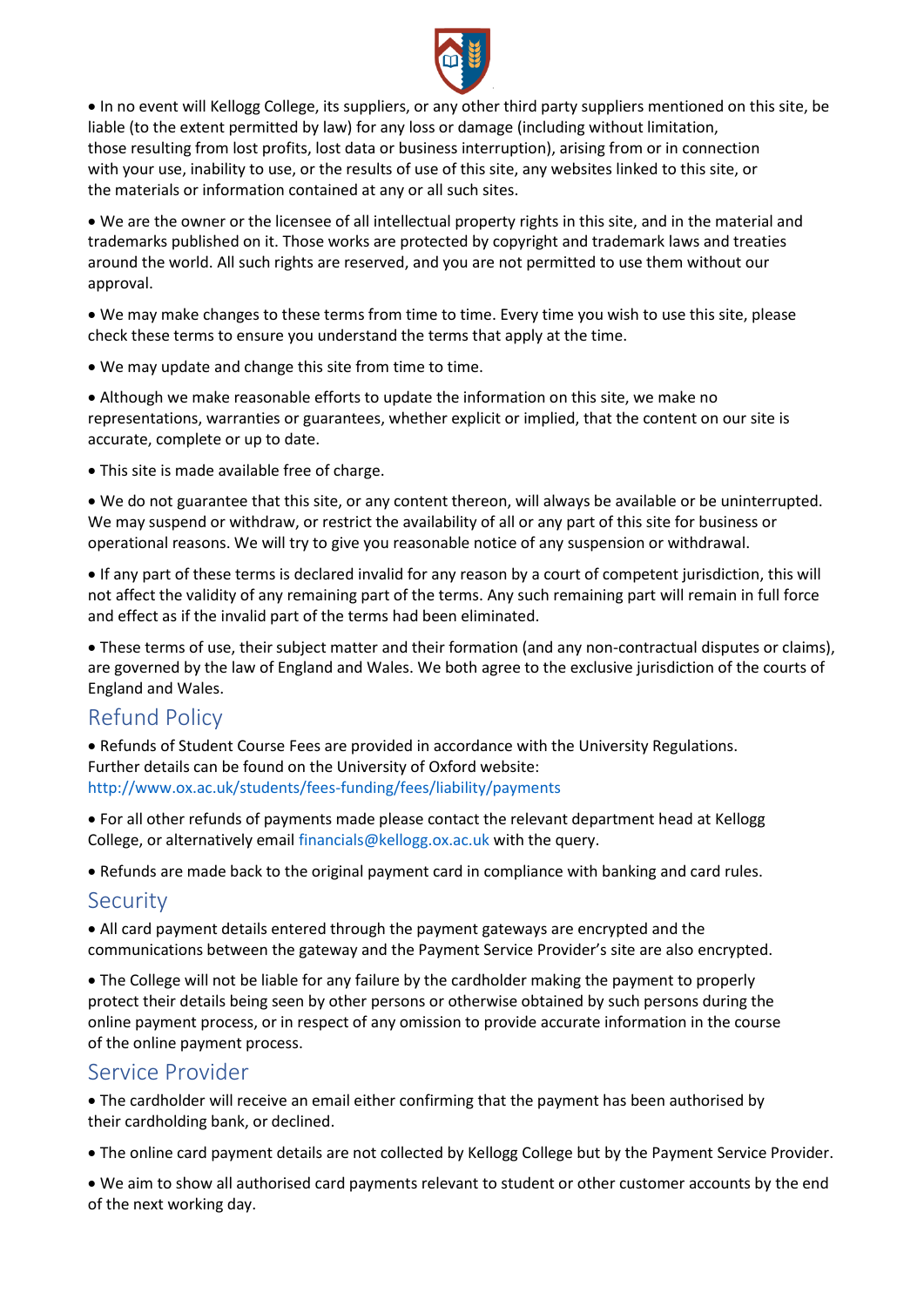- In no event will Kellogg College, its suppliers, or any other third party suppliers mentioned on this site, be liable (to the extent permitted by law) for any loss or damage (including without limitation, those resulting from lost profits, lost data or business interruption), arising from or in connection with your use, inability to use, or the results of use of this site, any websites linked to this site, or the materials or information contained at any or all such sites.

- We are the owner or the licensee of all intellectual property rights in this site, and in the material and trademarks published on it. Those works are protected by copyright and trademark laws and treaties around the world. All such rights are reserved, and you are not permitted to use them without our approval.

- We may make changes to these terms from time to time. Every time you wish to use this site, please check these terms to ensure you understand the terms that apply at the time.

- We may update and change this site from time to time.

- Although we make reasonable efforts to update the information on this site, we make no representations, warranties or guarantees, whether explicit or implied, that the content on our site is accurate, complete or up to date.

- This site is made available free of charge.

- We do not guarantee that this site, or any content thereon, will always be available or be uninterrupted. We may suspend or withdraw, or restrict the availability of all or any part of this site for business or operational reasons. We will try to give you reasonable notice of any suspension or withdrawal.

- If any part of these terms is declared invalid for any reason by a court of competent jurisdiction, this will not affect the validity of any remaining part of the terms. Any such remaining part will remain in full force and effect as if the invalid part of the terms had been eliminated.

- These terms of use, their subject matter and their formation (and any non-contractual disputes or claims), are governed by the law of England and Wales. We both agree to the exclusive jurisdiction of the courts of England and Wales.

## Refund Policy

- Refunds of Student Course Fees are provided in accordance with the University Regulations. Further details can be found on the University of Oxford website: http://www.ox.ac.uk/students/fees-funding/fees/liability/payments

- For all other refunds of payments made please contact the relevant department head at Kellogg College, or alternatively email financials@kellogg.ox.ac.uk with the query.

- Refunds are made back to the original payment card in compliance with banking and card rules.

## Security

- All card payment details entered through the payment gateways are encrypted and the communications between the gateway and the Payment Service Provider's site are also encrypted.

- The College will not be liable for any failure by the cardholder making the payment to properly protect their details being seen by other persons or otherwise obtained by such persons during the online payment process, or in respect of any omission to provide accurate information in the course of the online payment process.

## Service Provider

- The cardholder will receive an email either confirming that the payment has been authorised by their cardholding bank, or declined.

- The online card payment details are not collected by Kellogg College but by the Payment Service Provider.

- We aim to show all authorised card payments relevant to student or other customer accounts by the end of the next working day.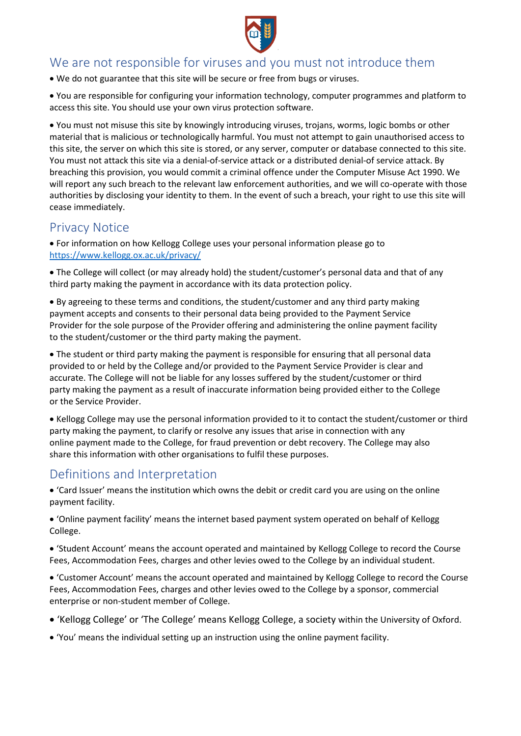## We are not responsible for viruses and you must not introduce them

- We do not guarantee that this site will be secure or free from bugs or viruses.

- You are responsible for configuring your information technology, computer programmes and platform to access this site. You should use your own virus protection software.

- You must not misuse this site by knowingly introducing viruses, trojans, worms, logic bombs or other material that is malicious or technologically harmful. You must not attempt to gain unauthorised access to this site, the server on which this site is stored, or any server, computer or database connected to this site. You must not attack this site via a denial-of-service attack or a distributed denial-of service attack. By breaching this provision, you would commit a criminal offence under the Computer Misuse Act 1990. We will report any such breach to the relevant law enforcement authorities, and we will co-operate with those authorities by disclosing your identity to them. In the event of such a breach, your right to use this site will cease immediately.

## Privacy Notice

- For information on how Kellogg College uses your personal information please go to https://www.kellogg.ox.ac.uk/privacy/

- The College will collect (or may already hold) the student/customer's personal data and that of any third party making the payment in accordance with its data protection policy.

- By agreeing to these terms and conditions, the student/customer and any third party making payment accepts and consents to their personal data being provided to the Payment Service Provider for the sole purpose of the Provider offering and administering the online payment facility to the student/customer or the third party making the payment.

- The student or third party making the payment is responsible for ensuring that all personal data provided to or held by the College and/or provided to the Payment Service Provider is clear and accurate. The College will not be liable for any losses suffered by the student/customer or third party making the payment as a result of inaccurate information being provided either to the College or the Service Provider.

- Kellogg College may use the personal information provided to it to contact the student/customer or third party making the payment, to clarify or resolve any issues that arise in connection with any online payment made to the College, for fraud prevention or debt recovery. The College may also share this information with other organisations to fulfil these purposes.

## Definitions and Interpretation

- 'Card Issuer' means the institution which owns the debit or credit card you are using on the online payment facility.

- 'Online payment facility' means the internet based payment system operated on behalf of Kellogg College.

- 'Student Account' means the account operated and maintained by Kellogg College to record the Course Fees, Accommodation Fees, charges and other levies owed to the College by an individual student.

- 'Customer Account' means the account operated and maintained by Kellogg College to record the Course Fees, Accommodation Fees, charges and other levies owed to the College by a sponsor, commercial enterprise or non-student member of College.

- 'Kellogg College' or 'The College' means Kellogg College, a society within the University of Oxford.

- 'You' means the individual setting up an instruction using the online payment facility.